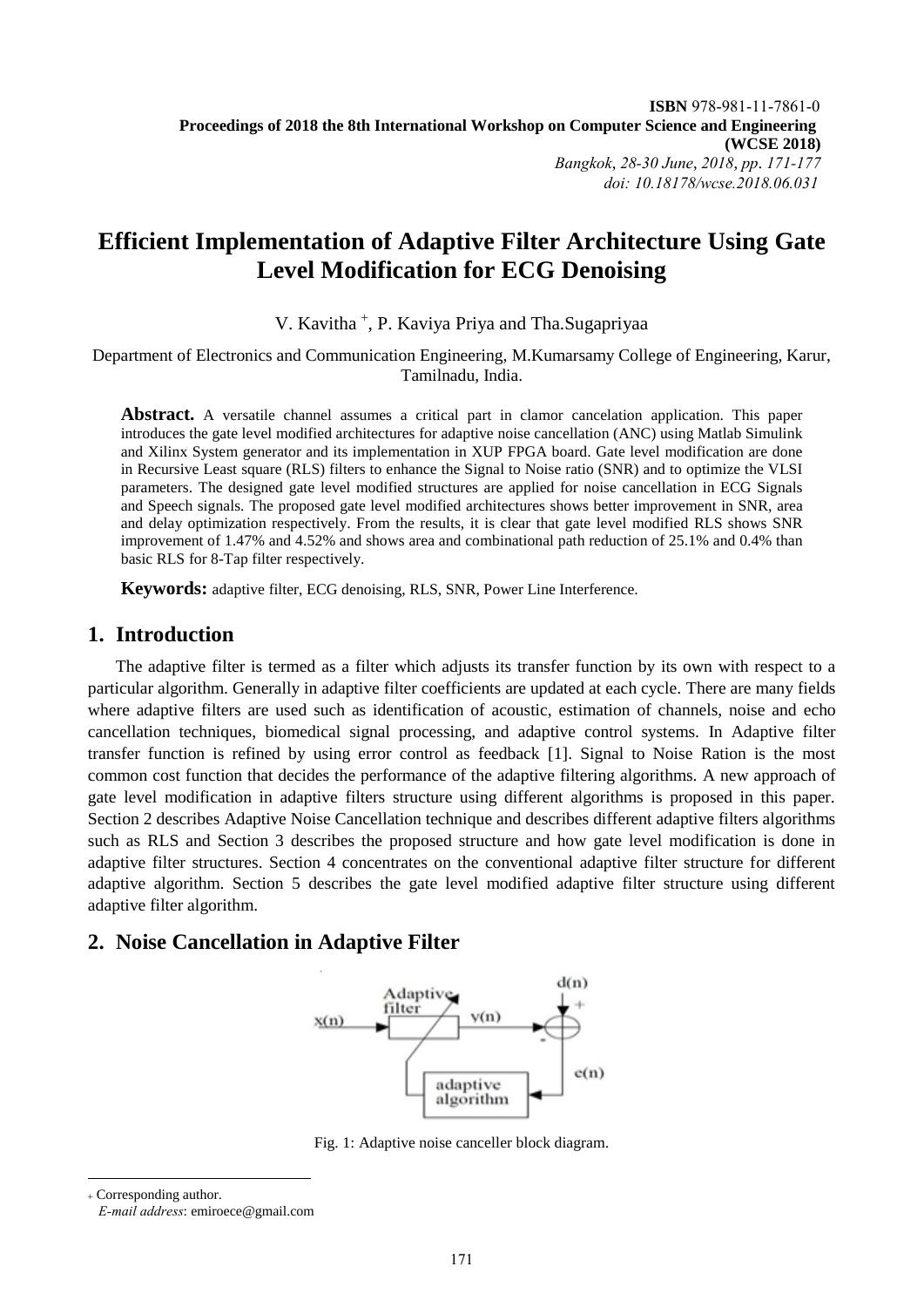# Efficient Implementation of Adaptive Filter Architecture Using Gate Level Modification for ECG Denoising

V. Kavitha [+], P. Kaviya Priya and Tha.Sugapriyaa

Department of Electronics and Communication Engineering, M.Kumarsamy College of Engineering, Karur, Tamilnadu, India.

**Abstract.** A versatile channel assumes a critical part in clamor cancelation application. This paper introduces the gate level modified architectures for adaptive noise cancellation (ANC) using Matlab Simulink and Xilinx System generator and its implementation in XUP FPGA board. Gate level modification are done in Recursive Least square (RLS) filters to enhance the Signal to Noise ratio (SNR) and to optimize the VLSI parameters. The designed gate level modified structures are applied for noise cancellation in ECG Signals and Speech signals. The proposed gate level modified architectures shows better improvement in SNR, area and delay optimization respectively. From the results, it is clear that gate level modified RLS shows SNR improvement of 1.47% and 4.52% and shows area and combinational path reduction of 25.1% and 0.4% than basic RLS for 8-Tap filter respectively.

**Keywords:** adaptive filter, ECG denoising, RLS, SNR, Power Line Interference.

## 1. Introduction

The adaptive filter is termed as a filter which adjusts its transfer function by its own with respect to a particular algorithm. Generally in adaptive filter coefficients are updated at each cycle. There are many fields where adaptive filters are used such as identification of acoustic, estimation of channels, noise and echo cancellation techniques, biomedical signal processing, and adaptive control systems. In Adaptive filter transfer function is refined by using error control as feedback [1]. Signal to Noise Ration is the most common cost function that decides the performance of the adaptive filtering algorithms. A new approach of gate level modification in adaptive filters structure using different algorithms is proposed in this paper. Section 2 describes Adaptive Noise Cancellation technique and describes different adaptive filters algorithms such as RLS and Section 3 describes the proposed structure and how gate level modification is done in adaptive filter structures. Section 4 concentrates on the conventional adaptive filter structure for different adaptive algorithm. Section 5 describes the gate level modified adaptive filter structure using different adaptive filter algorithm.

## 2. Noise Cancellation in Adaptive Filter

Fig. 1: Adaptive noise canceller block diagram.

---

[+] Corresponding author.

*E-mail address*: emiroece@gmail.com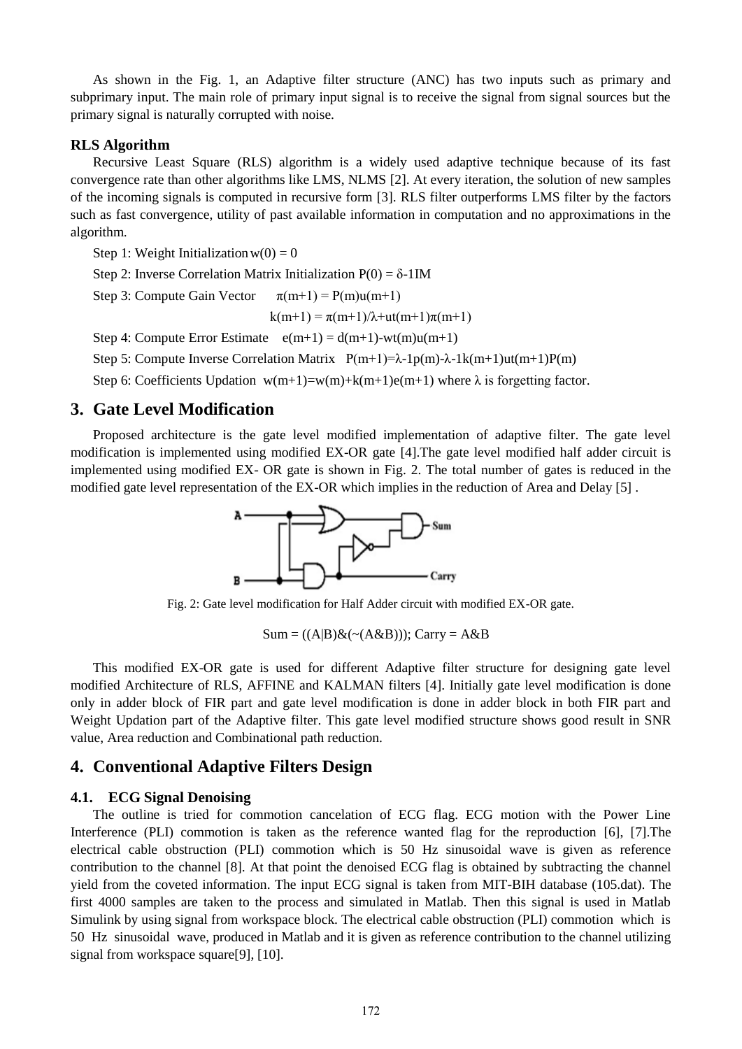As shown in the Fig. 1, an Adaptive filter structure (ANC) has two inputs such as primary and subprimary input. The main role of primary input signal is to receive the signal from signal sources but the primary signal is naturally corrupted with noise.

**RLS Algorithm**

Recursive Least Square (RLS) algorithm is a widely used adaptive technique because of its fast convergence rate than other algorithms like LMS, NLMS [2]. At every iteration, the solution of new samples of the incoming signals is computed in recursive form [3]. RLS filter outperforms LMS filter by the factors such as fast convergence, utility of past available information in computation and no approximations in the algorithm.

Step 1: Weight Initialization $w(0) = 0$

Step 2: Inverse Correlation Matrix Initialization $P(0) = \delta\text{-1IM}$

Step 3: Compute Gain Vector $\pi(m+1) = P(m)u(m+1)$

$k(m+1) = \pi(m+1)/\lambda + ut(m+1)\pi(m+1)$

Step 4: Compute Error Estimate $e(m+1) = d(m+1)\text{-}wt(m)u(m+1)$

Step 5: Compute Inverse Correlation Matrix $P(m+1)=\lambda\text{-}1p(m)\text{-}\lambda\text{-}1k(m+1)ut(m+1)P(m)$

Step 6: Coefficients Updation $w(m+1)=w(m)+k(m+1)e(m+1)$ where $\lambda$ is forgetting factor.

## 3. Gate Level Modification

Proposed architecture is the gate level modified implementation of adaptive filter. The gate level modification is implemented using modified EX-OR gate [4].The gate level modified half adder circuit is implemented using modified EX- OR gate is shown in Fig. 2. The total number of gates is reduced in the modified gate level representation of the EX-OR which implies in the reduction of Area and Delay [5] .

Fig. 2: Gate level modification for Half Adder circuit with modified EX-OR gate.

Sum = ((A|B)&(~(A&B))); Carry = A&B

This modified EX-OR gate is used for different Adaptive filter structure for designing gate level modified Architecture of RLS, AFFINE and KALMAN filters [4]. Initially gate level modification is done only in adder block of FIR part and gate level modification is done in adder block in both FIR part and Weight Updation part of the Adaptive filter. This gate level modified structure shows good result in SNR value, Area reduction and Combinational path reduction.

## 4. Conventional Adaptive Filters Design

### 4.1. ECG Signal Denoising

The outline is tried for commotion cancelation of ECG flag. ECG motion with the Power Line Interference (PLI) commotion is taken as the reference wanted flag for the reproduction [6], [7].The electrical cable obstruction (PLI) commotion which is 50 Hz sinusoidal wave is given as reference contribution to the channel [8]. At that point the denoised ECG flag is obtained by subtracting the channel yield from the coveted information. The input ECG signal is taken from MIT-BIH database (105.dat). The first 4000 samples are taken to the process and simulated in Matlab. Then this signal is used in Matlab Simulink by using signal from workspace block. The electrical cable obstruction (PLI) commotion which is 50 Hz sinusoidal wave, produced in Matlab and it is given as reference contribution to the channel utilizing signal from workspace square[9], [10].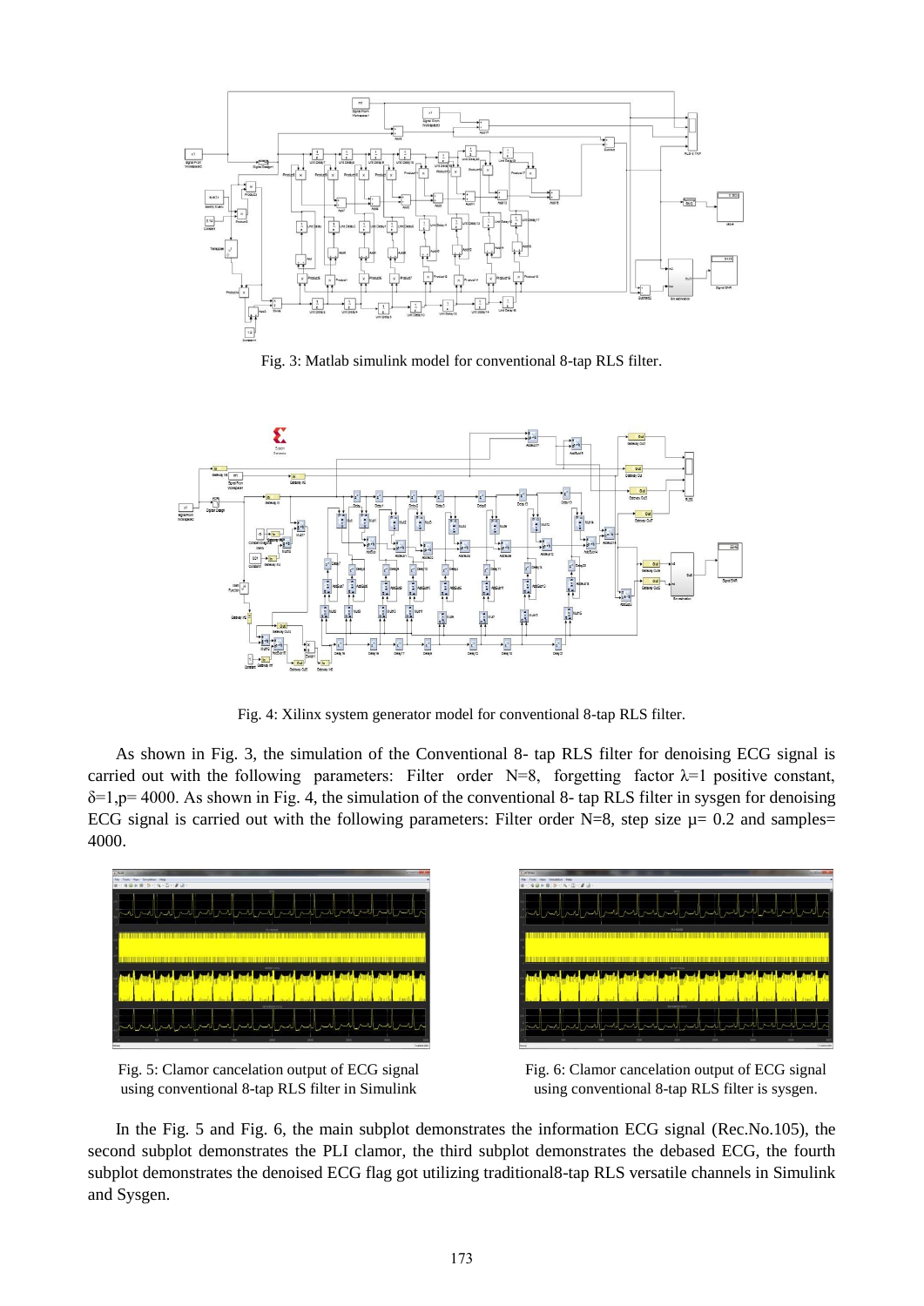Fig. 3: Matlab simulink model for conventional 8-tap RLS filter.

Fig. 4: Xilinx system generator model for conventional 8-tap RLS filter.

As shown in Fig. 3, the simulation of the Conventional 8- tap RLS filter for denoising ECG signal is carried out with the following parameters: Filter order N=8, forgetting factor $\lambda$=1 positive constant, $\delta$=1,p= 4000. As shown in Fig. 4, the simulation of the conventional 8- tap RLS filter in sysgen for denoising ECG signal is carried out with the following parameters: Filter order N=8, step size $\mu$= 0.2 and samples= 4000.

Fig. 5: Clamor cancelation output of ECG signal using conventional 8-tap RLS filter in Simulink

Fig. 6: Clamor cancelation output of ECG signal using conventional 8-tap RLS filter is sysgen.

In the Fig. 5 and Fig. 6, the main subplot demonstrates the information ECG signal (Rec.No.105), the second subplot demonstrates the PLI clamor, the third subplot demonstrates the debased ECG, the fourth subplot demonstrates the denoised ECG flag got utilizing traditional8-tap RLS versatile channels in Simulink and Sysgen.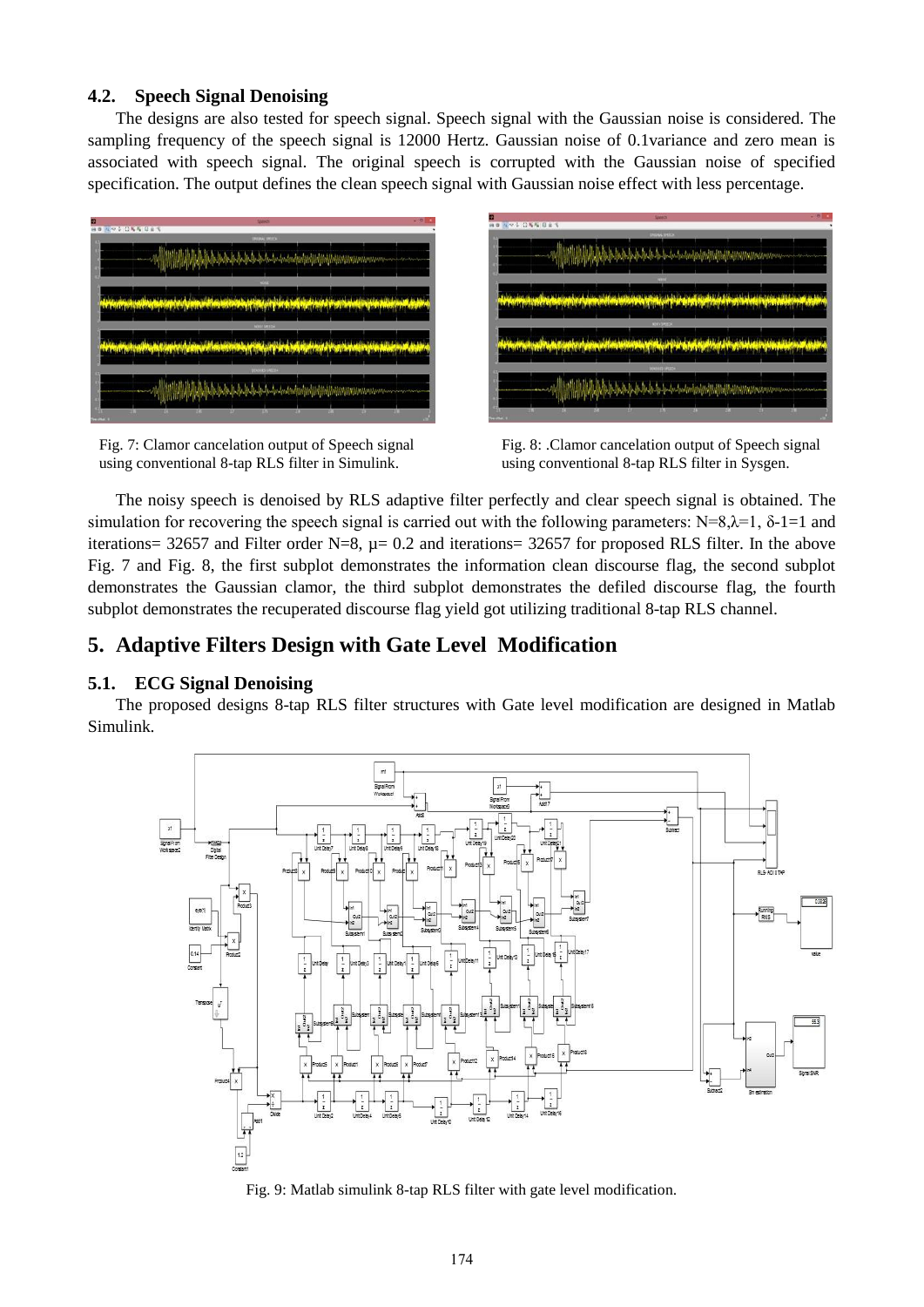### 4.2. Speech Signal Denoising

The designs are also tested for speech signal. Speech signal with the Gaussian noise is considered. The sampling frequency of the speech signal is 12000 Hertz. Gaussian noise of 0.1variance and zero mean is associated with speech signal. The original speech is corrupted with the Gaussian noise of specified specification. The output defines the clean speech signal with Gaussian noise effect with less percentage.

Fig. 7: Clamor cancelation output of Speech signal using conventional 8-tap RLS filter in Simulink.

Fig. 8: .Clamor cancelation output of Speech signal using conventional 8-tap RLS filter in Sysgen.

The noisy speech is denoised by RLS adaptive filter perfectly and clear speech signal is obtained. The simulation for recovering the speech signal is carried out with the following parameters: N=8,$\lambda$=1, $\delta$-1=1 and iterations= 32657 and Filter order N=8, $\mu$= 0.2 and iterations= 32657 for proposed RLS filter. In the above Fig. 7 and Fig. 8, the first subplot demonstrates the information clean discourse flag, the second subplot demonstrates the Gaussian clamor, the third subplot demonstrates the defiled discourse flag, the fourth subplot demonstrates the recuperated discourse flag yield got utilizing traditional 8-tap RLS channel.

## 5. Adaptive Filters Design with Gate Level Modification

### 5.1. ECG Signal Denoising

The proposed designs 8-tap RLS filter structures with Gate level modification are designed in Matlab Simulink.

Fig. 9: Matlab simulink 8-tap RLS filter with gate level modification.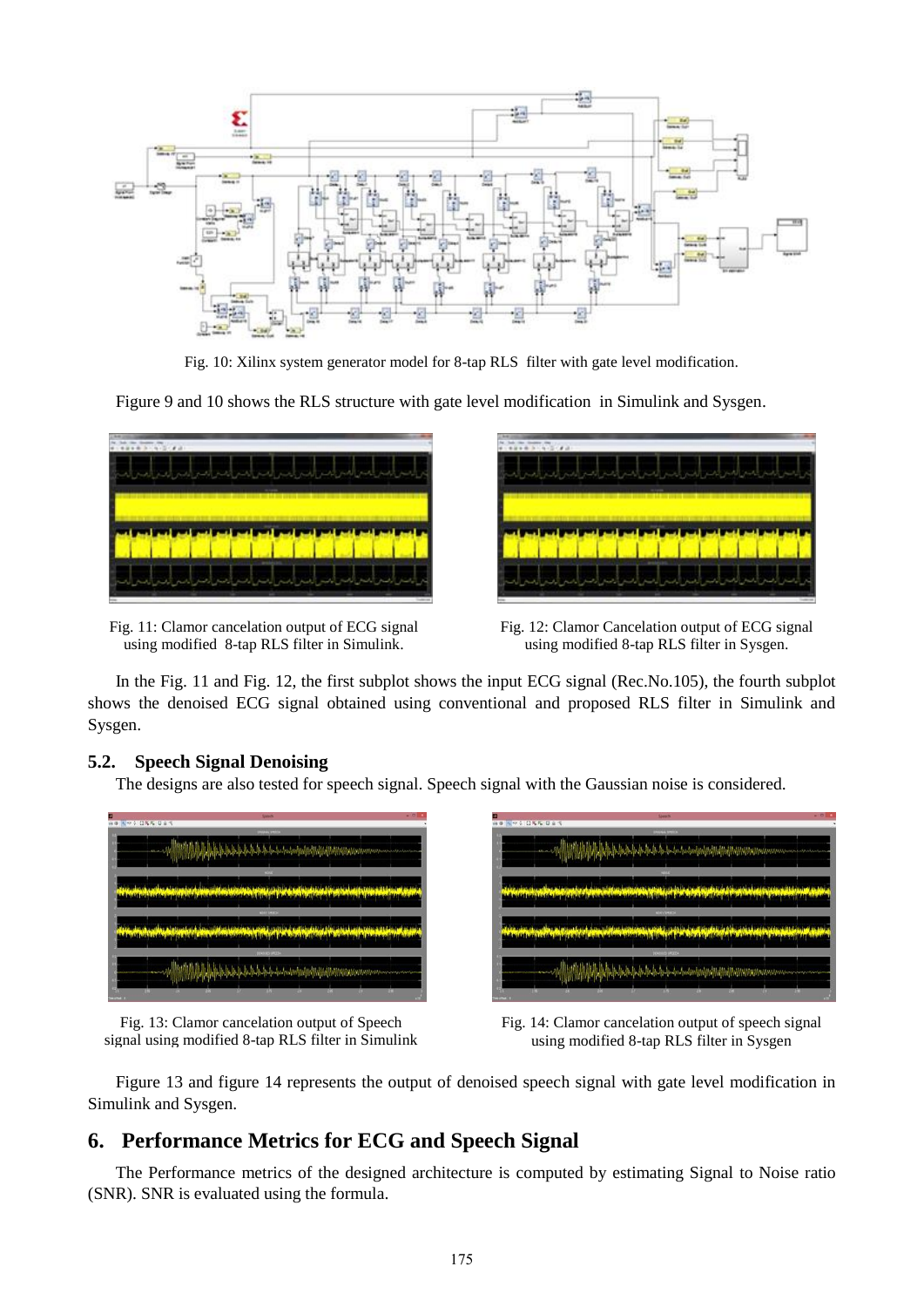Fig. 10: Xilinx system generator model for 8-tap RLS filter with gate level modification.

Figure 9 and 10 shows the RLS structure with gate level modification in Simulink and Sysgen.

Fig. 11: Clamor cancelation output of ECG signal using modified 8-tap RLS filter in Simulink.

Fig. 12: Clamor Cancelation output of ECG signal using modified 8-tap RLS filter in Sysgen.

In the Fig. 11 and Fig. 12, the first subplot shows the input ECG signal (Rec.No.105), the fourth subplot shows the denoised ECG signal obtained using conventional and proposed RLS filter in Simulink and Sysgen.

### 5.2. Speech Signal Denoising

The designs are also tested for speech signal. Speech signal with the Gaussian noise is considered.

Fig. 13: Clamor cancelation output of Speech signal using modified 8-tap RLS filter in Simulink

Fig. 14: Clamor cancelation output of speech signal using modified 8-tap RLS filter in Sysgen

Figure 13 and figure 14 represents the output of denoised speech signal with gate level modification in Simulink and Sysgen.

## 6. Performance Metrics for ECG and Speech Signal

The Performance metrics of the designed architecture is computed by estimating Signal to Noise ratio (SNR). SNR is evaluated using the formula.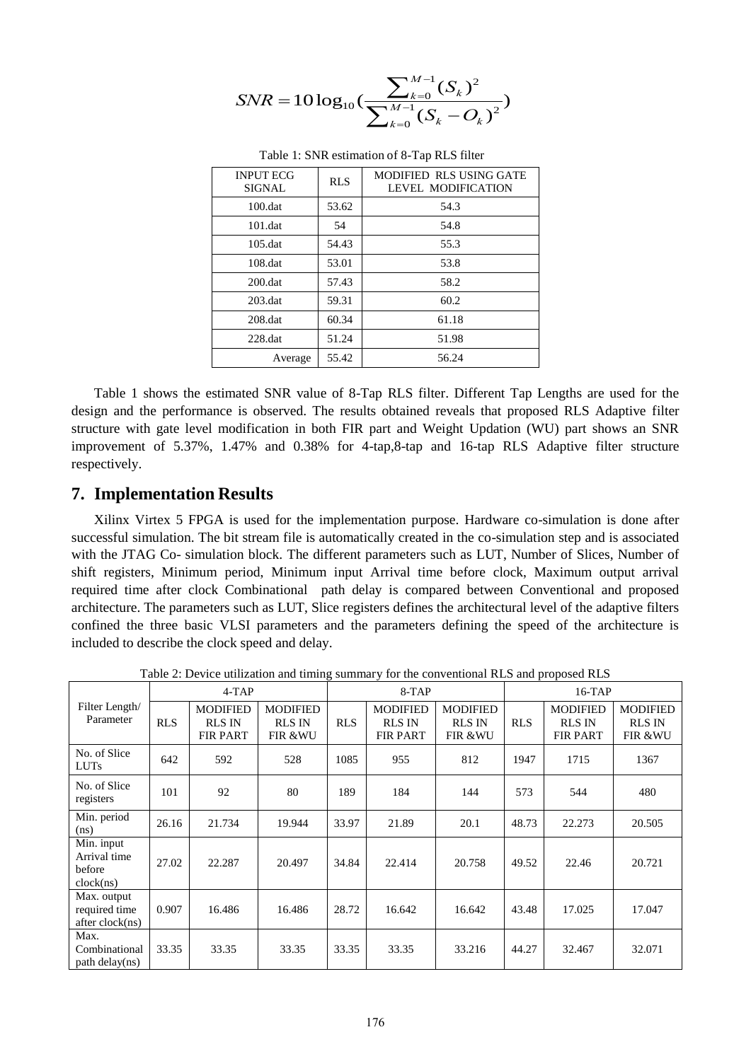$$SNR = 10\log_{10}\left(\frac{\sum_{k=0}^{M-1}(S_k)^2}{\sum_{k=0}^{M-1}(S_k - O_k)^2}\right)$$

Table 1: SNR estimation of 8-Tap RLS filter

| INPUT ECG SIGNAL | RLS | MODIFIED RLS USING GATE LEVEL MODIFICATION |
|---|---|---|
| 100.dat | 53.62 | 54.3 |
| 101.dat | 54 | 54.8 |
| 105.dat | 54.43 | 55.3 |
| 108.dat | 53.01 | 53.8 |
| 200.dat | 57.43 | 58.2 |
| 203.dat | 59.31 | 60.2 |
| 208.dat | 60.34 | 61.18 |
| 228.dat | 51.24 | 51.98 |
| Average | 55.42 | 56.24 |

Table 1 shows the estimated SNR value of 8-Tap RLS filter. Different Tap Lengths are used for the design and the performance is observed. The results obtained reveals that proposed RLS Adaptive filter structure with gate level modification in both FIR part and Weight Updation (WU) part shows an SNR improvement of 5.37%, 1.47% and 0.38% for 4-tap,8-tap and 16-tap RLS Adaptive filter structure respectively.

## 7. Implementation Results

Xilinx Virtex 5 FPGA is used for the implementation purpose. Hardware co-simulation is done after successful simulation. The bit stream file is automatically created in the co-simulation step and is associated with the JTAG Co- simulation block. The different parameters such as LUT, Number of Slices, Number of shift registers, Minimum period, Minimum input Arrival time before clock, Maximum output arrival required time after clock Combinational path delay is compared between Conventional and proposed architecture. The parameters such as LUT, Slice registers defines the architectural level of the adaptive filters confined the three basic VLSI parameters and the parameters defining the speed of the architecture is included to describe the clock speed and delay.

Table 2: Device utilization and timing summary for the conventional RLS and proposed RLS

| Filter Length/ Parameter | 4-TAP | | | 8-TAP | | | 16-TAP | | |
|---|---|---|---|---|---|---|---|---|---|
| | RLS | MODIFIED RLS IN FIR PART | MODIFIED RLS IN FIR &WU | RLS | MODIFIED RLS IN FIR PART | MODIFIED RLS IN FIR &WU | RLS | MODIFIED RLS IN FIR PART | MODIFIED RLS IN FIR &WU |
| No. of Slice LUTs | 642 | 592 | 528 | 1085 | 955 | 812 | 1947 | 1715 | 1367 |
| No. of Slice registers | 101 | 92 | 80 | 189 | 184 | 144 | 573 | 544 | 480 |
| Min. period (ns) | 26.16 | 21.734 | 19.944 | 33.97 | 21.89 | 20.1 | 48.73 | 22.273 | 20.505 |
| Min. input Arrival time before clock(ns) | 27.02 | 22.287 | 20.497 | 34.84 | 22.414 | 20.758 | 49.52 | 22.46 | 20.721 |
| Max. output required time after clock(ns) | 0.907 | 16.486 | 16.486 | 28.72 | 16.642 | 16.642 | 43.48 | 17.025 | 17.047 |
| Max. Combinational path delay(ns) | 33.35 | 33.35 | 33.35 | 33.35 | 33.35 | 33.216 | 44.27 | 32.467 | 32.071 |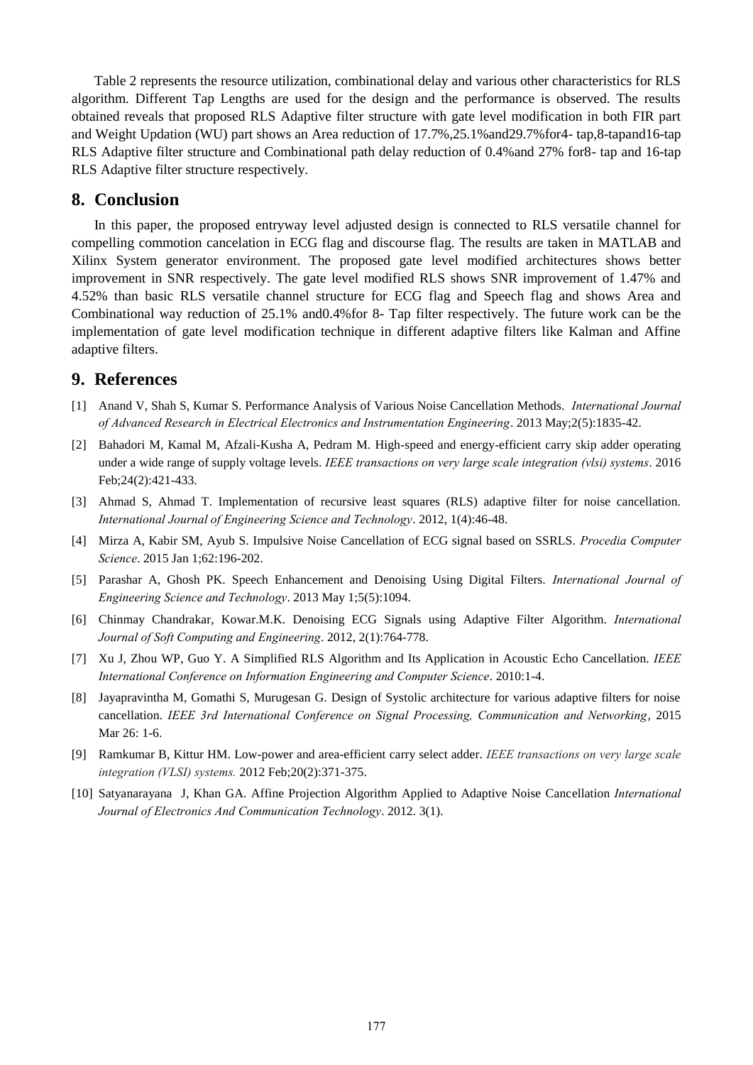Table 2 represents the resource utilization, combinational delay and various other characteristics for RLS algorithm. Different Tap Lengths are used for the design and the performance is observed. The results obtained reveals that proposed RLS Adaptive filter structure with gate level modification in both FIR part and Weight Updation (WU) part shows an Area reduction of 17.7%,25.1%and29.7%for4- tap,8-tapand16-tap RLS Adaptive filter structure and Combinational path delay reduction of 0.4%and 27% for8- tap and 16-tap RLS Adaptive filter structure respectively.

## 8. Conclusion

In this paper, the proposed entryway level adjusted design is connected to RLS versatile channel for compelling commotion cancelation in ECG flag and discourse flag. The results are taken in MATLAB and Xilinx System generator environment. The proposed gate level modified architectures shows better improvement in SNR respectively. The gate level modified RLS shows SNR improvement of 1.47% and 4.52% than basic RLS versatile channel structure for ECG flag and Speech flag and shows Area and Combinational way reduction of 25.1% and0.4%for 8- Tap filter respectively. The future work can be the implementation of gate level modification technique in different adaptive filters like Kalman and Affine adaptive filters.

## 9. References

[1] Anand V, Shah S, Kumar S. Performance Analysis of Various Noise Cancellation Methods. *International Journal of Advanced Research in Electrical Electronics and Instrumentation Engineering*. 2013 May;2(5):1835-42.

[2] Bahadori M, Kamal M, Afzali-Kusha A, Pedram M. High-speed and energy-efficient carry skip adder operating under a wide range of supply voltage levels. *IEEE transactions on very large scale integration (vlsi) systems*. 2016 Feb;24(2):421-433.

[3] Ahmad S, Ahmad T. Implementation of recursive least squares (RLS) adaptive filter for noise cancellation. *International Journal of Engineering Science and Technology*. 2012, 1(4):46-48.

[4] Mirza A, Kabir SM, Ayub S. Impulsive Noise Cancellation of ECG signal based on SSRLS. *Procedia Computer Science*. 2015 Jan 1;62:196-202.

[5] Parashar A, Ghosh PK. Speech Enhancement and Denoising Using Digital Filters. *International Journal of Engineering Science and Technology*. 2013 May 1;5(5):1094.

[6] Chinmay Chandrakar, Kowar.M.K. Denoising ECG Signals using Adaptive Filter Algorithm. *International Journal of Soft Computing and Engineering*. 2012, 2(1):764-778.

[7] Xu J, Zhou WP, Guo Y. A Simplified RLS Algorithm and Its Application in Acoustic Echo Cancellation. *IEEE International Conference on Information Engineering and Computer Science*. 2010:1-4.

[8] Jayapravintha M, Gomathi S, Murugesan G. Design of Systolic architecture for various adaptive filters for noise cancellation. *IEEE 3rd International Conference on Signal Processing, Communication and Networking*, 2015 Mar 26: 1-6.

[9] Ramkumar B, Kittur HM. Low-power and area-efficient carry select adder. *IEEE transactions on very large scale integration (VLSI) systems.* 2012 Feb;20(2):371-375.

[10] Satyanarayana J, Khan GA. Affine Projection Algorithm Applied to Adaptive Noise Cancellation *International Journal of Electronics And Communication Technology*. 2012. 3(1).